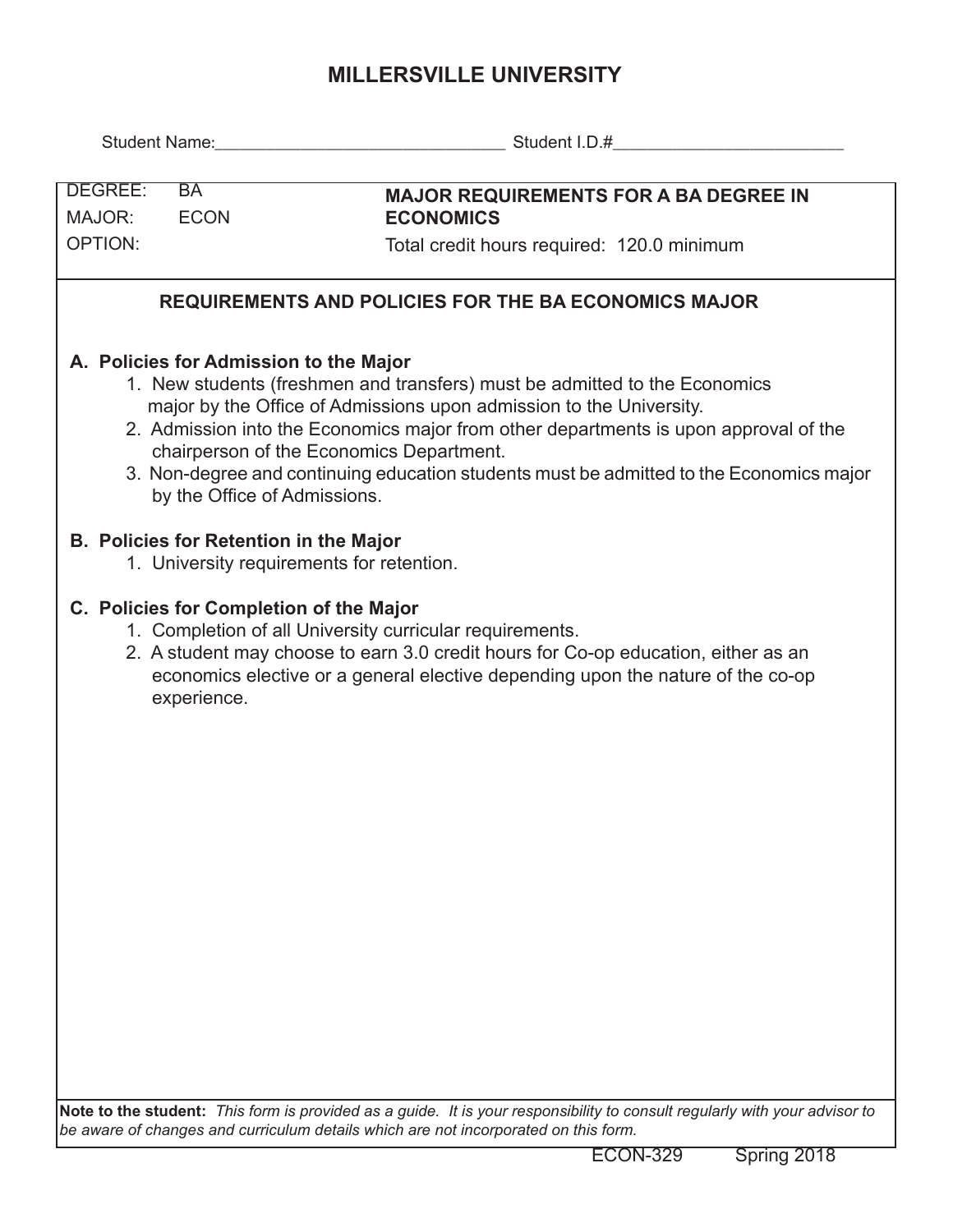# MILLERSVILLE UNIVERSITY

Student Name:_______________________________ Student I.D.#_________________________

| DEGREE: BA<br>MAJOR: ECON<br>OPTION: | **MAJOR REQUIREMENTS FOR A BA DEGREE IN ECONOMICS**<br>Total credit hours required: 120.0 minimum |
|---|---|

## REQUIREMENTS AND POLICIES FOR THE BA ECONOMICS MAJOR

**A. Policies for Admission to the Major**

1. New students (freshmen and transfers) must be admitted to the Economics major by the Office of Admissions upon admission to the University.
2. Admission into the Economics major from other departments is upon approval of the chairperson of the Economics Department.
3. Non-degree and continuing education students must be admitted to the Economics major by the Office of Admissions.

**B. Policies for Retention in the Major**

1. University requirements for retention.

**C. Policies for Completion of the Major**

1. Completion of all University curricular requirements.
2. A student may choose to earn 3.0 credit hours for Co-op education, either as an economics elective or a general elective depending upon the nature of the co-op experience.

**Note to the student:** *This form is provided as a guide. It is your responsibility to consult regularly with your advisor to be aware of changes and curriculum details which are not incorporated on this form.*

ECON-329 Spring 2018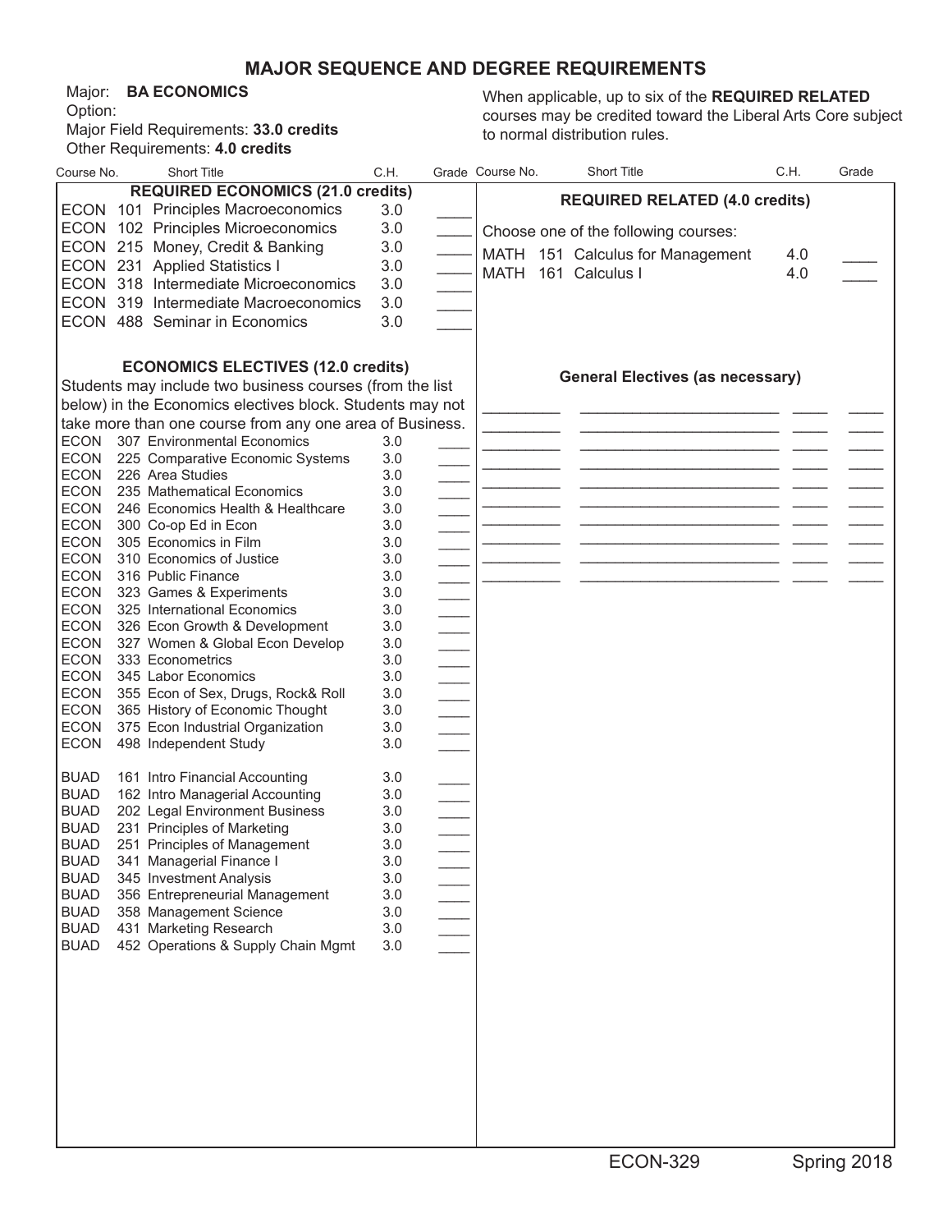# MAJOR SEQUENCE AND DEGREE REQUIREMENTS

Major: **BA ECONOMICS**
Option:
Major Field Requirements: **33.0 credits**
Other Requirements: **4.0 credits**

When applicable, up to six of the **REQUIRED RELATED** courses may be credited toward the Liberal Arts Core subject to normal distribution rules.

### REQUIRED ECONOMICS (21.0 credits)

| Course No. | Short Title | C.H. | Grade |
|---|---|---|---|
| ECON 101 | Principles Macroeconomics | 3.0 | ____ |
| ECON 102 | Principles Microeconomics | 3.0 | ____ |
| ECON 215 | Money, Credit & Banking | 3.0 | ____ |
| ECON 231 | Applied Statistics I | 3.0 | ____ |
| ECON 318 | Intermediate Microeconomics | 3.0 | ____ |
| ECON 319 | Intermediate Macroeconomics | 3.0 | ____ |
| ECON 488 | Seminar in Economics | 3.0 | ____ |

### ECONOMICS ELECTIVES (12.0 credits)

Students may include two business courses (from the list below) in the Economics electives block. Students may not take more than one course from any one area of Business.

| Course No. | Short Title | C.H. | Grade |
|---|---|---|---|
| ECON 307 | Environmental Economics | 3.0 | ____ |
| ECON 225 | Comparative Economic Systems | 3.0 | ____ |
| ECON 226 | Area Studies | 3.0 | ____ |
| ECON 235 | Mathematical Economics | 3.0 | ____ |
| ECON 246 | Economics Health & Healthcare | 3.0 | ____ |
| ECON 300 | Co-op Ed in Econ | 3.0 | ____ |
| ECON 305 | Economics in Film | 3.0 | ____ |
| ECON 310 | Economics of Justice | 3.0 | ____ |
| ECON 316 | Public Finance | 3.0 | ____ |
| ECON 323 | Games & Experiments | 3.0 | ____ |
| ECON 325 | International Economics | 3.0 | ____ |
| ECON 326 | Econ Growth & Development | 3.0 | ____ |
| ECON 327 | Women & Global Econ Develop | 3.0 | ____ |
| ECON 333 | Econometrics | 3.0 | ____ |
| ECON 345 | Labor Economics | 3.0 | ____ |
| ECON 355 | Econ of Sex, Drugs, Rock& Roll | 3.0 | ____ |
| ECON 365 | History of Economic Thought | 3.0 | ____ |
| ECON 375 | Econ Industrial Organization | 3.0 | ____ |
| ECON 498 | Independent Study | 3.0 | ____ |
| BUAD 161 | Intro Financial Accounting | 3.0 | ____ |
| BUAD 162 | Intro Managerial Accounting | 3.0 | ____ |
| BUAD 202 | Legal Environment Business | 3.0 | ____ |
| BUAD 231 | Principles of Marketing | 3.0 | ____ |
| BUAD 251 | Principles of Management | 3.0 | ____ |
| BUAD 341 | Managerial Finance I | 3.0 | ____ |
| BUAD 345 | Investment Analysis | 3.0 | ____ |
| BUAD 356 | Entrepreneurial Management | 3.0 | ____ |
| BUAD 358 | Management Science | 3.0 | ____ |
| BUAD 431 | Marketing Research | 3.0 | ____ |
| BUAD 452 | Operations & Supply Chain Mgmt | 3.0 | ____ |

### REQUIRED RELATED (4.0 credits)

Choose one of the following courses:

| Course No. | Short Title | C.H. | Grade |
|---|---|---|---|
| MATH 151 | Calculus for Management | 4.0 | ____ |
| MATH 161 | Calculus I | 4.0 | ____ |

### General Electives (as necessary)

| Course No. | Short Title | C.H. | Grade |
|---|---|---|---|
| ________ | ______________________ | ____ | ____ |
| ________ | ______________________ | ____ | ____ |
| ________ | ______________________ | ____ | ____ |
| ________ | ______________________ | ____ | ____ |
| ________ | ______________________ | ____ | ____ |
| ________ | ______________________ | ____ | ____ |
| ________ | ______________________ | ____ | ____ |
| ________ | ______________________ | ____ | ____ |
| ________ | ______________________ | ____ | ____ |
| ________ | ______________________ | ____ | ____ |

ECON-329 Spring 2018